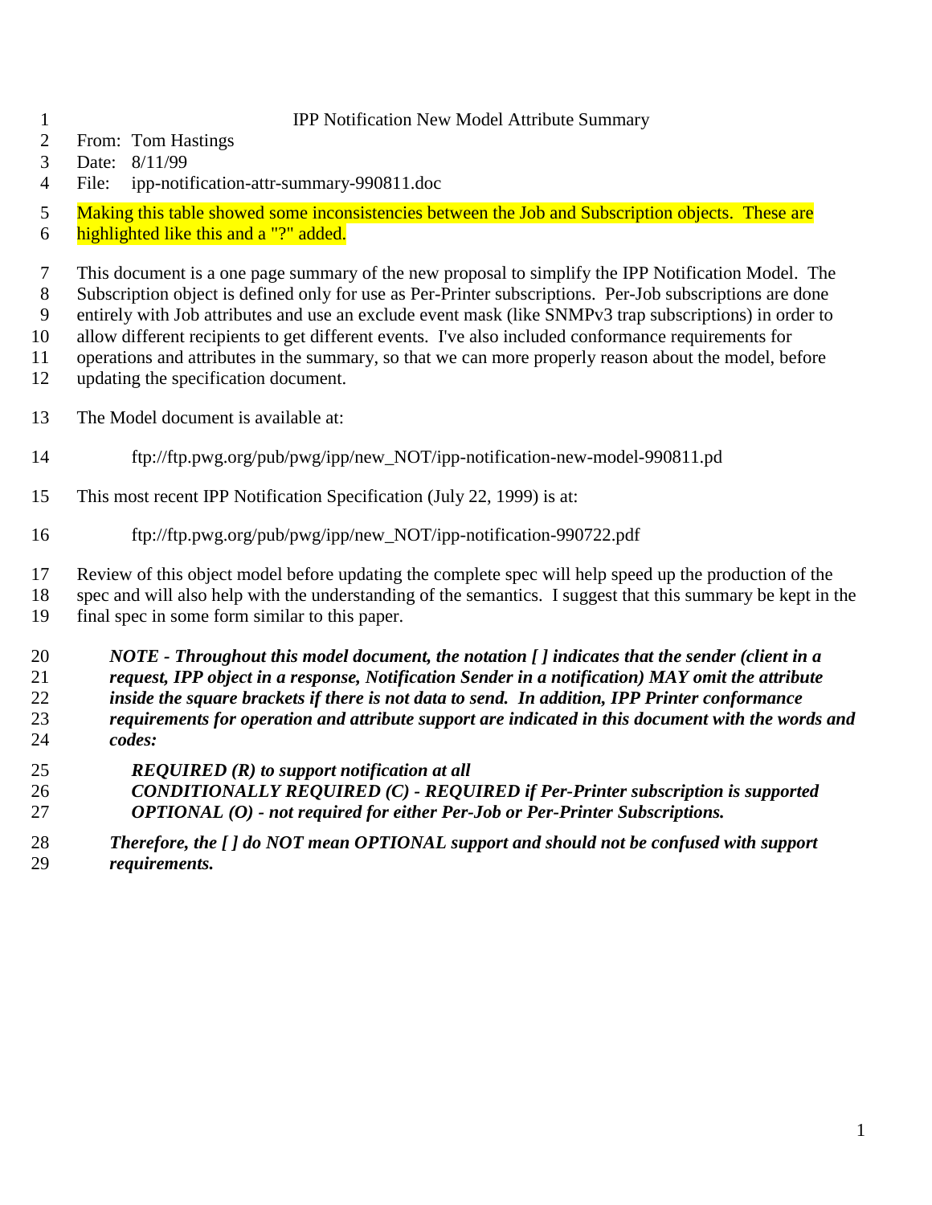# IPP Notification New Model Attribute Summary

From: Tom Hastings
Date: 8/11/99
File: ipp-notification-attr-summary-990811.doc

Making this table showed some inconsistencies between the Job and Subscription objects. These are highlighted like this and a "?" added.

This document is a one page summary of the new proposal to simplify the IPP Notification Model. The Subscription object is defined only for use as Per-Printer subscriptions. Per-Job subscriptions are done entirely with Job attributes and use an exclude event mask (like SNMPv3 trap subscriptions) in order to allow different recipients to get different events. I've also included conformance requirements for operations and attributes in the summary, so that we can more properly reason about the model, before updating the specification document.

The Model document is available at:

> ftp://ftp.pwg.org/pub/pwg/ipp/new_NOT/ipp-notification-new-model-990811.pd

This most recent IPP Notification Specification (July 22, 1999) is at:

> ftp://ftp.pwg.org/pub/pwg/ipp/new_NOT/ipp-notification-990722.pdf

Review of this object model before updating the complete spec will help speed up the production of the spec and will also help with the understanding of the semantics. I suggest that this summary be kept in the final spec in some form similar to this paper.

> ***NOTE - Throughout this model document, the notation [ ] indicates that the sender (client in a request, IPP object in a response, Notification Sender in a notification) MAY omit the attribute inside the square brackets if there is not data to send. In addition, IPP Printer conformance requirements for operation and attribute support are indicated in this document with the words and codes:***
>
> ***REQUIRED (R) to support notification at all***
> ***CONDITIONALLY REQUIRED (C) - REQUIRED if Per-Printer subscription is supported***
> ***OPTIONAL (O) - not required for either Per-Job or Per-Printer Subscriptions.***
>
> ***Therefore, the [ ] do NOT mean OPTIONAL support and should not be confused with support requirements.***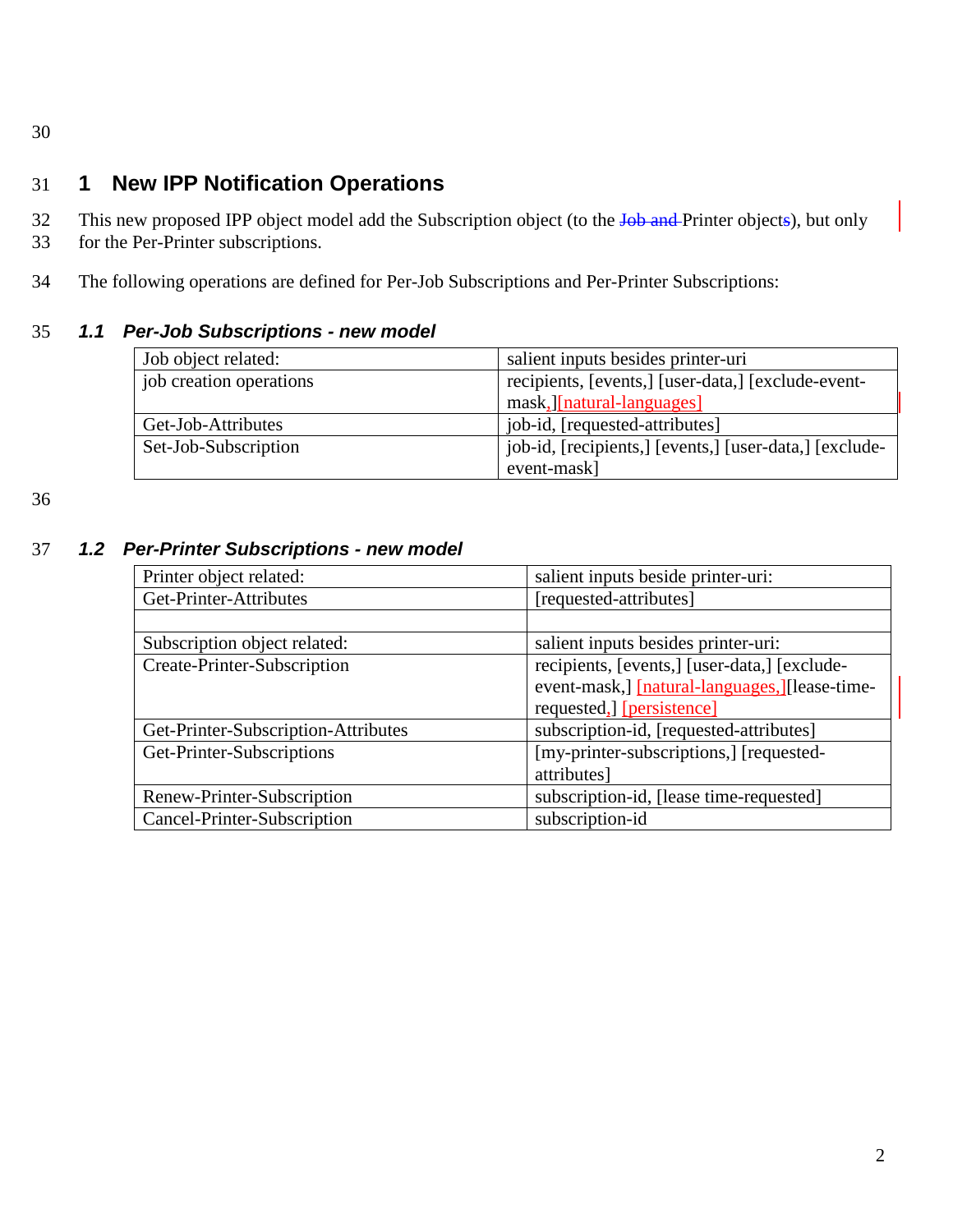# 1 New IPP Notification Operations

This new proposed IPP object model add the Subscription object (to the Job and Printer objects), but only for the Per-Printer subscriptions.

The following operations are defined for Per-Job Subscriptions and Per-Printer Subscriptions:

## 1.1 Per-Job Subscriptions - new model

| Job object related: | salient inputs besides printer-uri |
|---|---|
| job creation operations | recipients, [events,] [user-data,] [exclude-event-mask,][natural-languages] |
| Get-Job-Attributes | job-id, [requested-attributes] |
| Set-Job-Subscription | job-id, [recipients,] [events,] [user-data,] [exclude-event-mask] |

## 1.2 Per-Printer Subscriptions - new model

| Printer object related: | salient inputs beside printer-uri: |
|---|---|
| Get-Printer-Attributes | [requested-attributes] |
| | |
| Subscription object related: | salient inputs besides printer-uri: |
| Create-Printer-Subscription | recipients, [events,] [user-data,] [exclude-event-mask,] [natural-languages,][lease-time-requested,] [persistence] |
| Get-Printer-Subscription-Attributes | subscription-id, [requested-attributes] |
| Get-Printer-Subscriptions | [my-printer-subscriptions,] [requested-attributes] |
| Renew-Printer-Subscription | subscription-id, [lease time-requested] |
| Cancel-Printer-Subscription | subscription-id |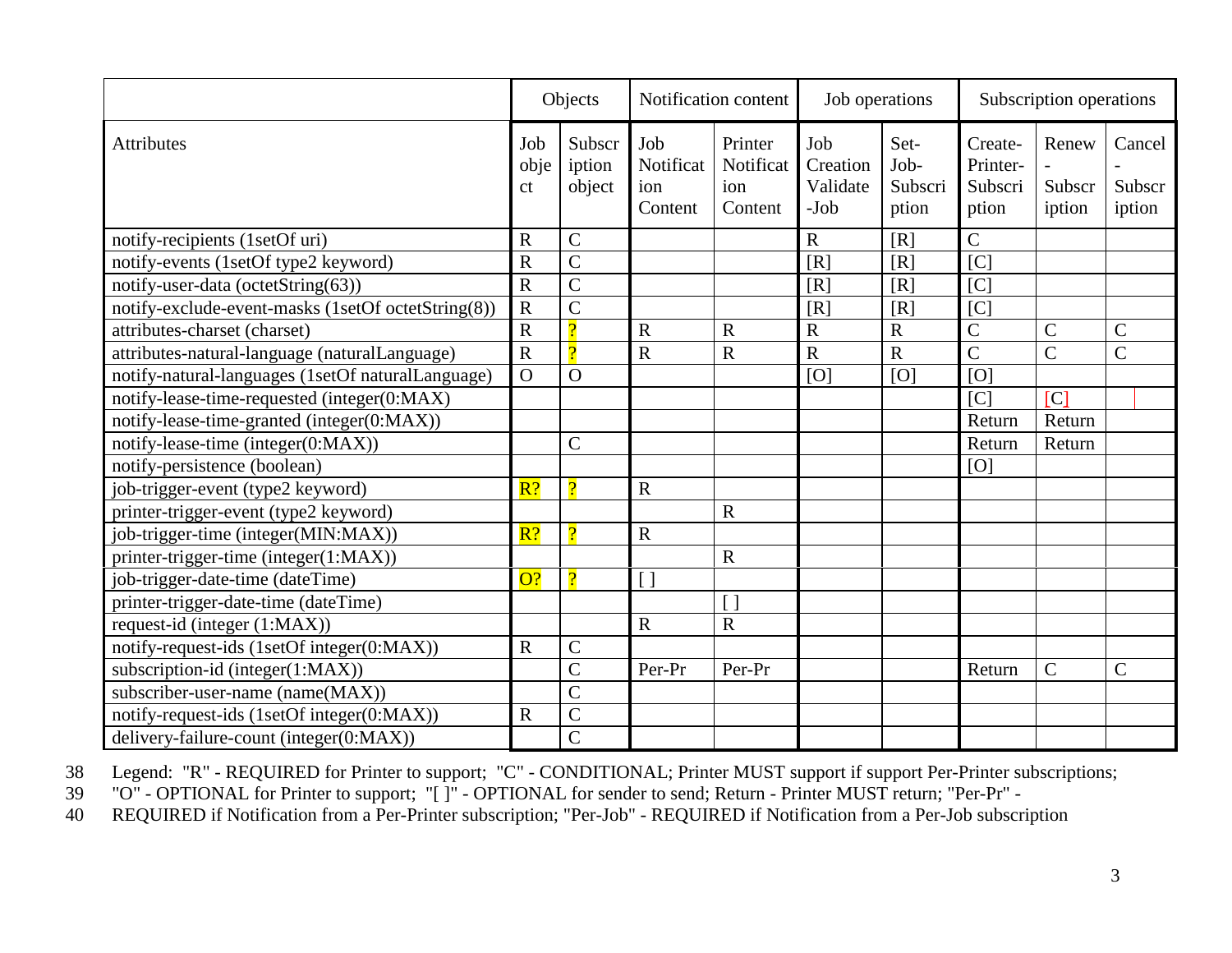| | Objects | | Notification content | | Job operations | | Subscription operations | | |
|---|---|---|---|---|---|---|---|---|---|
| Attributes | Job object | Subscription object | Job Notification Content | Printer Notification Content | Job Creation Validate-Job | Set-Job-Subscription | Create-Printer-Subscription | Renew-Subscription | Cancel-Subscription |
| notify-recipients (1setOf uri) | R | C | | | R | [R] | C | | |
| notify-events (1setOf type2 keyword) | R | C | | | [R] | [R] | [C] | | |
| notify-user-data (octetString(63)) | R | C | | | [R] | [R] | [C] | | |
| notify-exclude-event-masks (1setOf octetString(8)) | R | C | | | [R] | [R] | [C] | | |
| attributes-charset (charset) | R | ? | R | R | R | R | C | C | C |
| attributes-natural-language (naturalLanguage) | R | ? | R | R | R | R | C | C | C |
| notify-natural-languages (1setOf naturalLanguage) | O | O | | | [O] | [O] | [O] | | |
| notify-lease-time-requested (integer(0:MAX) | | | | | | | [C] | [C] | |
| notify-lease-time-granted (integer(0:MAX)) | | | | | | | Return | Return | |
| notify-lease-time (integer(0:MAX)) | | C | | | | | Return | Return | |
| notify-persistence (boolean) | | | | | | | [O] | | |
| job-trigger-event (type2 keyword) | R? | ? | R | | | | | | |
| printer-trigger-event (type2 keyword) | | | | R | | | | | |
| job-trigger-time (integer(MIN:MAX)) | R? | ? | R | | | | | | |
| printer-trigger-time (integer(1:MAX)) | | | | R | | | | | |
| job-trigger-date-time (dateTime) | O? | ? | [ ] | | | | | | |
| printer-trigger-date-time (dateTime) | | | | [ ] | | | | | |
| request-id (integer (1:MAX)) | | | R | R | | | | | |
| notify-request-ids (1setOf integer(0:MAX)) | R | C | | | | | | | |
| subscription-id (integer(1:MAX)) | | C | Per-Pr | Per-Pr | | | Return | C | C |
| subscriber-user-name (name(MAX)) | | C | | | | | | | |
| notify-request-ids (1setOf integer(0:MAX)) | R | C | | | | | | | |
| delivery-failure-count (integer(0:MAX)) | | C | | | | | | | |

Legend: "R" - REQUIRED for Printer to support; "C" - CONDITIONAL; Printer MUST support if support Per-Printer subscriptions; "O" - OPTIONAL for Printer to support; "[ ]" - OPTIONAL for sender to send; Return - Printer MUST return; "Per-Pr" - REQUIRED if Notification from a Per-Printer subscription; "Per-Job" - REQUIRED if Notification from a Per-Job subscription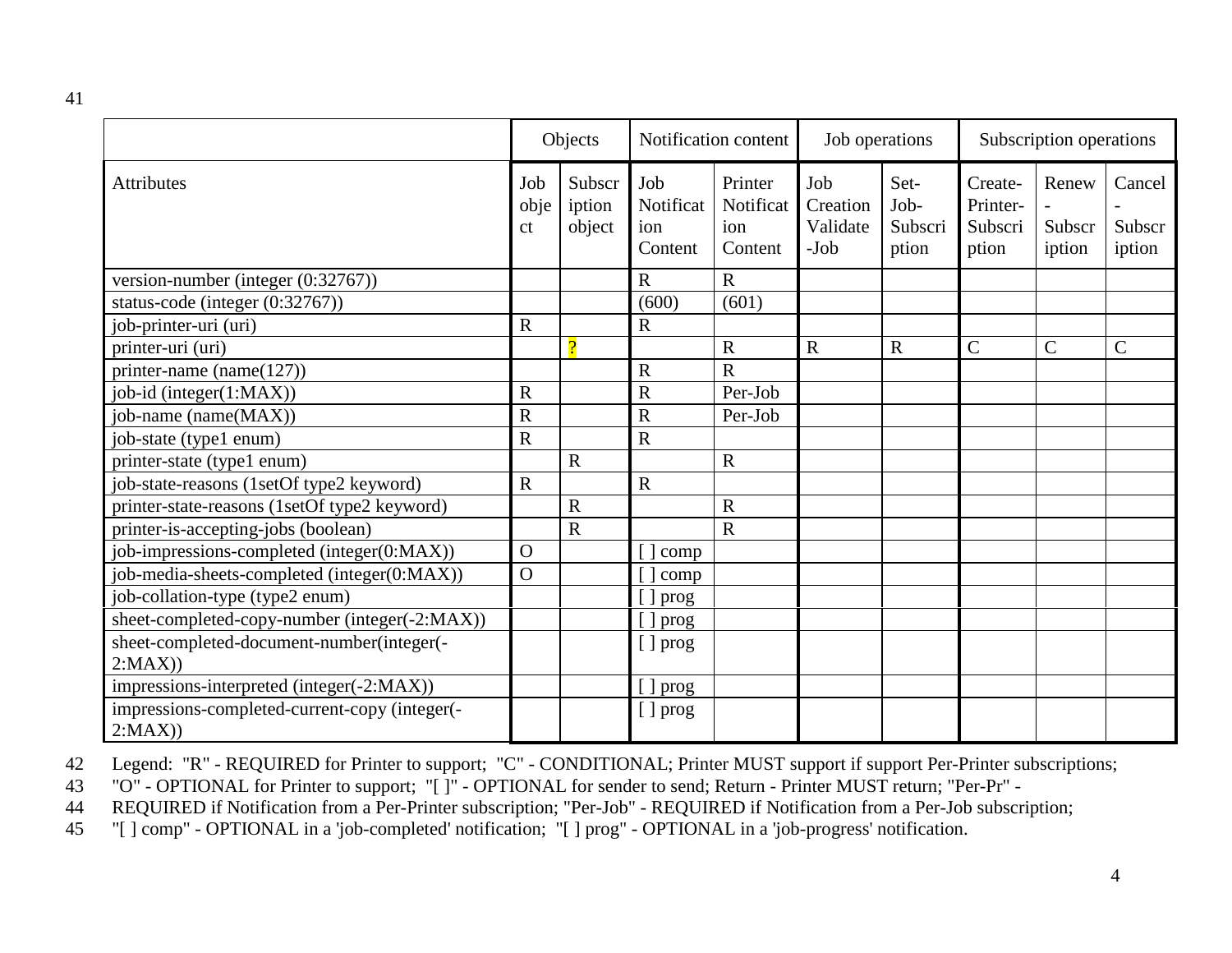| | Objects | | Notification content | | Job operations | | Subscription operations | | |
|---|---|---|---|---|---|---|---|---|---|
| Attributes | Job object | Subscription object | Job Notification Content | Printer Notification Content | Job Creation Validate-Job | Set-Job-Subscription | Create-Printer-Subscription | Renew-Subscription | Cancel-Subscription |
| version-number (integer (0:32767)) | | | R | R | | | | | |
| status-code (integer (0:32767)) | | | (600) | (601) | | | | | |
| job-printer-uri (uri) | R | | R | | | | | | |
| printer-uri (uri) | | ? | | R | R | R | C | C | C |
| printer-name (name(127)) | | | R | R | | | | | |
| job-id (integer(1:MAX)) | R | | R | Per-Job | | | | | |
| job-name (name(MAX)) | R | | R | Per-Job | | | | | |
| job-state (type1 enum) | R | | R | | | | | | |
| printer-state (type1 enum) | | R | | R | | | | | |
| job-state-reasons (1setOf type2 keyword) | R | | R | | | | | | |
| printer-state-reasons (1setOf type2 keyword) | | R | | R | | | | | |
| printer-is-accepting-jobs (boolean) | | R | | R | | | | | |
| job-impressions-completed (integer(0:MAX)) | O | | [ ] comp | | | | | | |
| job-media-sheets-completed (integer(0:MAX)) | O | | [ ] comp | | | | | | |
| job-collation-type (type2 enum) | | | [ ] prog | | | | | | |
| sheet-completed-copy-number (integer(-2:MAX)) | | | [ ] prog | | | | | | |
| sheet-completed-document-number(integer(-2:MAX)) | | | [ ] prog | | | | | | |
| impressions-interpreted (integer(-2:MAX)) | | | [ ] prog | | | | | | |
| impressions-completed-current-copy (integer(-2:MAX)) | | | [ ] prog | | | | | | |

Legend: "R" - REQUIRED for Printer to support; "C" - CONDITIONAL; Printer MUST support if support Per-Printer subscriptions; "O" - OPTIONAL for Printer to support; "[ ]" - OPTIONAL for sender to send; Return - Printer MUST return; "Per-Pr" - REQUIRED if Notification from a Per-Printer subscription; "Per-Job" - REQUIRED if Notification from a Per-Job subscription; "[ ] comp" - OPTIONAL in a 'job-completed' notification; "[ ] prog" - OPTIONAL in a 'job-progress' notification.